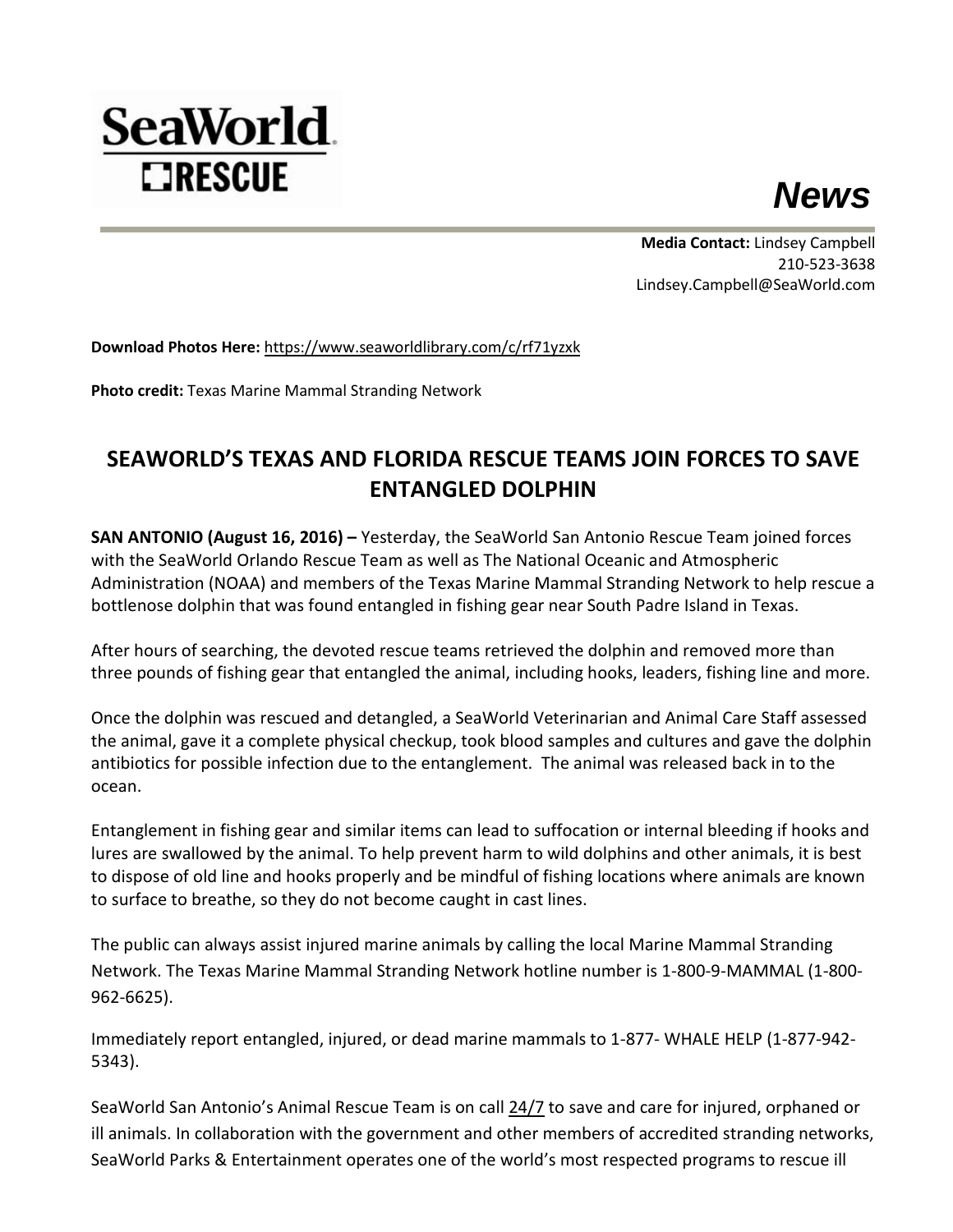SeaWorld RESCUE

*News*

**Media Contact:** Lindsey Campbell
210-523-3638
Lindsey.Campbell@SeaWorld.com

**Download Photos Here:** https://www.seaworldlibrary.com/c/rf71yzxk

**Photo credit:** Texas Marine Mammal Stranding Network

## SEAWORLD'S TEXAS AND FLORIDA RESCUE TEAMS JOIN FORCES TO SAVE ENTANGLED DOLPHIN

**SAN ANTONIO (August 16, 2016) –** Yesterday, the SeaWorld San Antonio Rescue Team joined forces with the SeaWorld Orlando Rescue Team as well as The National Oceanic and Atmospheric Administration (NOAA) and members of the Texas Marine Mammal Stranding Network to help rescue a bottlenose dolphin that was found entangled in fishing gear near South Padre Island in Texas.

After hours of searching, the devoted rescue teams retrieved the dolphin and removed more than three pounds of fishing gear that entangled the animal, including hooks, leaders, fishing line and more.

Once the dolphin was rescued and detangled, a SeaWorld Veterinarian and Animal Care Staff assessed the animal, gave it a complete physical checkup, took blood samples and cultures and gave the dolphin antibiotics for possible infection due to the entanglement. The animal was released back in to the ocean.

Entanglement in fishing gear and similar items can lead to suffocation or internal bleeding if hooks and lures are swallowed by the animal. To help prevent harm to wild dolphins and other animals, it is best to dispose of old line and hooks properly and be mindful of fishing locations where animals are known to surface to breathe, so they do not become caught in cast lines.

The public can always assist injured marine animals by calling the local Marine Mammal Stranding Network. The Texas Marine Mammal Stranding Network hotline number is 1-800-9-MAMMAL (1-800-962-6625).

Immediately report entangled, injured, or dead marine mammals to 1-877- WHALE HELP (1-877-942-5343).

SeaWorld San Antonio's Animal Rescue Team is on call 24/7 to save and care for injured, orphaned or ill animals. In collaboration with the government and other members of accredited stranding networks, SeaWorld Parks & Entertainment operates one of the world's most respected programs to rescue ill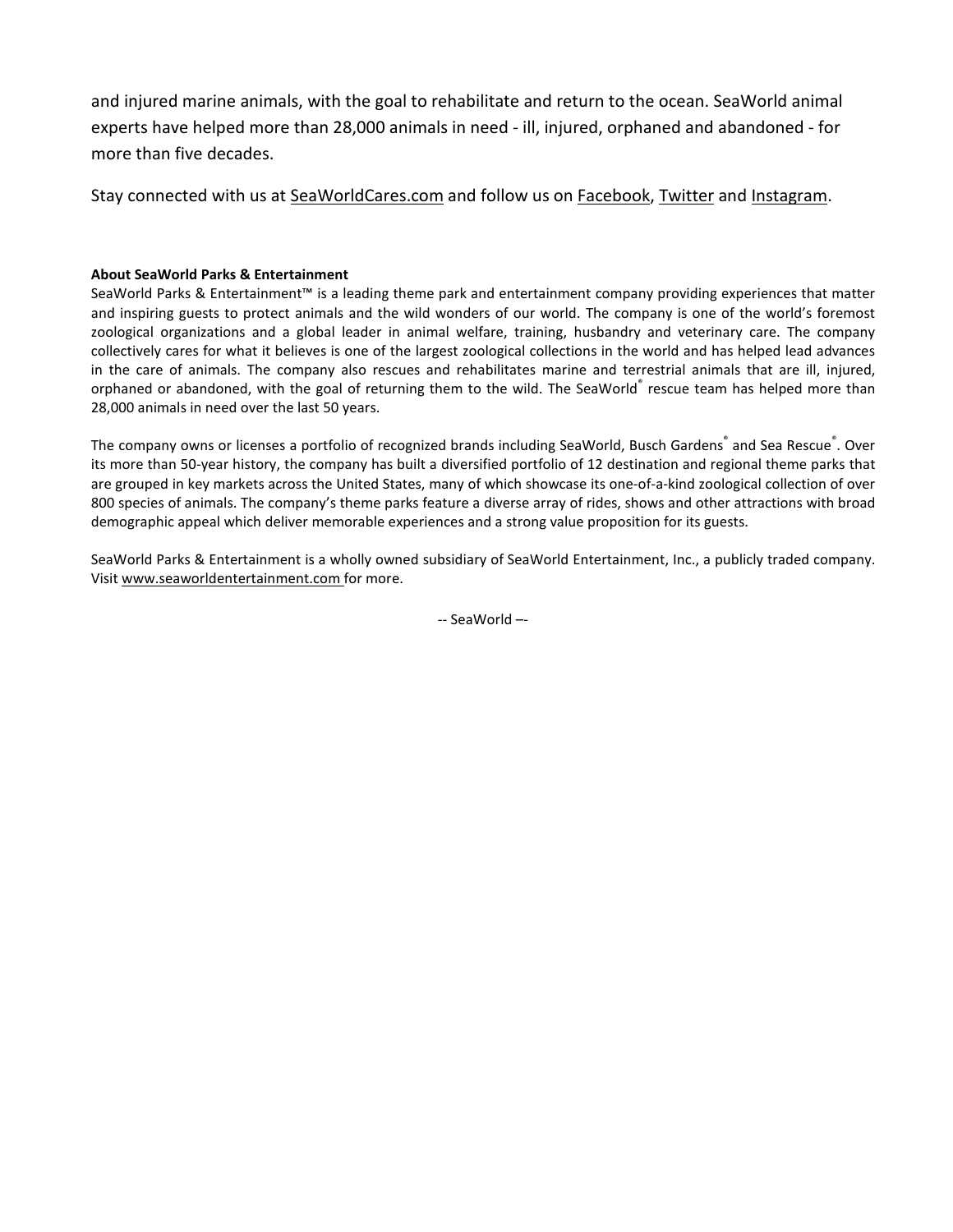and injured marine animals, with the goal to rehabilitate and return to the ocean. SeaWorld animal experts have helped more than 28,000 animals in need - ill, injured, orphaned and abandoned - for more than five decades.

Stay connected with us at SeaWorldCares.com and follow us on Facebook, Twitter and Instagram.

**About SeaWorld Parks & Entertainment**
SeaWorld Parks & Entertainment™ is a leading theme park and entertainment company providing experiences that matter and inspiring guests to protect animals and the wild wonders of our world. The company is one of the world's foremost zoological organizations and a global leader in animal welfare, training, husbandry and veterinary care. The company collectively cares for what it believes is one of the largest zoological collections in the world and has helped lead advances in the care of animals. The company also rescues and rehabilitates marine and terrestrial animals that are ill, injured, orphaned or abandoned, with the goal of returning them to the wild. The SeaWorld® rescue team has helped more than 28,000 animals in need over the last 50 years.

The company owns or licenses a portfolio of recognized brands including SeaWorld, Busch Gardens® and Sea Rescue®. Over its more than 50-year history, the company has built a diversified portfolio of 12 destination and regional theme parks that are grouped in key markets across the United States, many of which showcase its one-of-a-kind zoological collection of over 800 species of animals. The company's theme parks feature a diverse array of rides, shows and other attractions with broad demographic appeal which deliver memorable experiences and a strong value proposition for its guests.

SeaWorld Parks & Entertainment is a wholly owned subsidiary of SeaWorld Entertainment, Inc., a publicly traded company. Visit www.seaworldentertainment.com for more.

-- SeaWorld –-